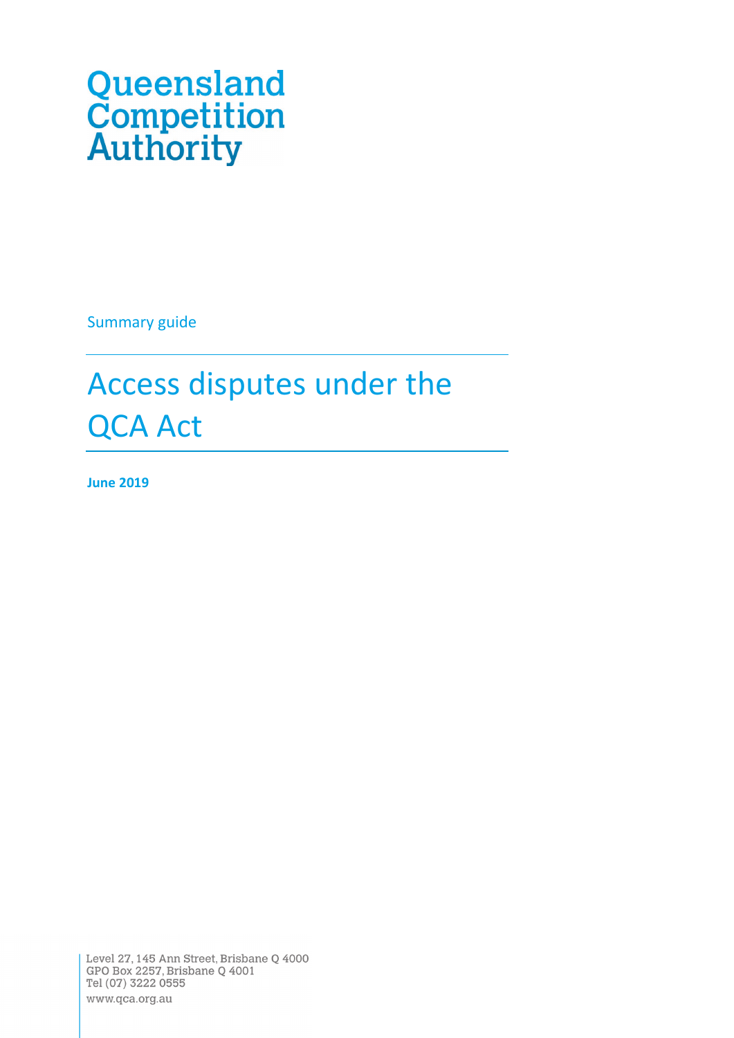Queensland Competition Authority

Summary guide

# Access disputes under the QCA Act

**June 2019**

Level 27, 145 Ann Street, Brisbane Q 4000
GPO Box 2257, Brisbane Q 4001
Tel (07) 3222 0555
www.qca.org.au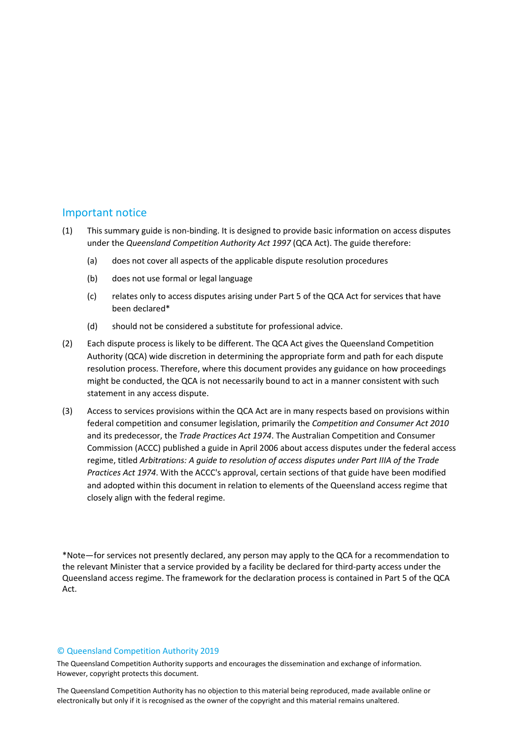## Important notice

(1) This summary guide is non-binding. It is designed to provide basic information on access disputes under the *Queensland Competition Authority Act 1997* (QCA Act). The guide therefore:

   (a) does not cover all aspects of the applicable dispute resolution procedures

   (b) does not use formal or legal language

   (c) relates only to access disputes arising under Part 5 of the QCA Act for services that have been declared*

   (d) should not be considered a substitute for professional advice.

(2) Each dispute process is likely to be different. The QCA Act gives the Queensland Competition Authority (QCA) wide discretion in determining the appropriate form and path for each dispute resolution process. Therefore, where this document provides any guidance on how proceedings might be conducted, the QCA is not necessarily bound to act in a manner consistent with such statement in any access dispute.

(3) Access to services provisions within the QCA Act are in many respects based on provisions within federal competition and consumer legislation, primarily the *Competition and Consumer Act 2010* and its predecessor, the *Trade Practices Act 1974*. The Australian Competition and Consumer Commission (ACCC) published a guide in April 2006 about access disputes under the federal access regime, titled *Arbitrations: A guide to resolution of access disputes under Part IIIA of the Trade Practices Act 1974*. With the ACCC's approval, certain sections of that guide have been modified and adopted within this document in relation to elements of the Queensland access regime that closely align with the federal regime.

*Note—for services not presently declared, any person may apply to the QCA for a recommendation to the relevant Minister that a service provided by a facility be declared for third-party access under the Queensland access regime. The framework for the declaration process is contained in Part 5 of the QCA Act.

© Queensland Competition Authority 2019

The Queensland Competition Authority supports and encourages the dissemination and exchange of information. However, copyright protects this document.

The Queensland Competition Authority has no objection to this material being reproduced, made available online or electronically but only if it is recognised as the owner of the copyright and this material remains unaltered.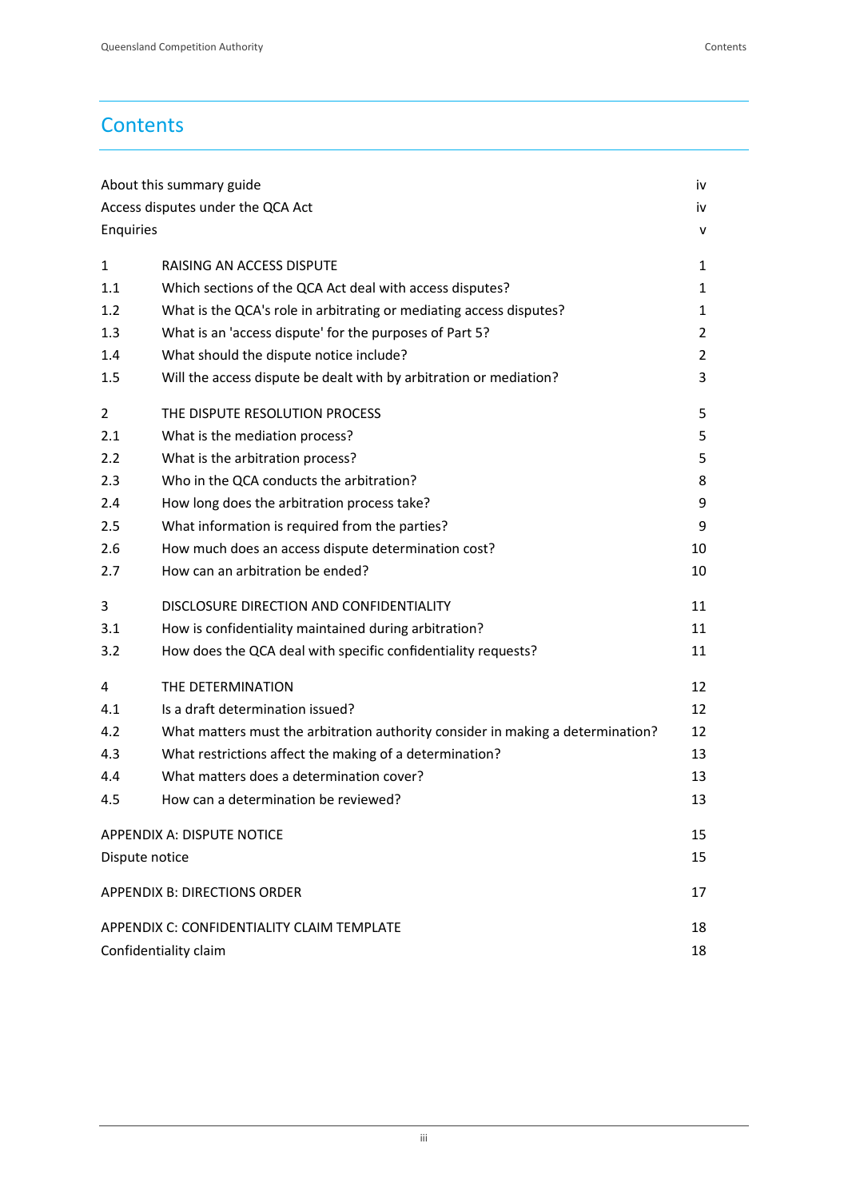# Contents

| | | |
|---|---|---|
| About this summary guide | | iv |
| Access disputes under the QCA Act | | iv |
| Enquiries | | v |
| 1 | RAISING AN ACCESS DISPUTE | 1 |
| 1.1 | Which sections of the QCA Act deal with access disputes? | 1 |
| 1.2 | What is the QCA's role in arbitrating or mediating access disputes? | 1 |
| 1.3 | What is an 'access dispute' for the purposes of Part 5? | 2 |
| 1.4 | What should the dispute notice include? | 2 |
| 1.5 | Will the access dispute be dealt with by arbitration or mediation? | 3 |
| 2 | THE DISPUTE RESOLUTION PROCESS | 5 |
| 2.1 | What is the mediation process? | 5 |
| 2.2 | What is the arbitration process? | 5 |
| 2.3 | Who in the QCA conducts the arbitration? | 8 |
| 2.4 | How long does the arbitration process take? | 9 |
| 2.5 | What information is required from the parties? | 9 |
| 2.6 | How much does an access dispute determination cost? | 10 |
| 2.7 | How can an arbitration be ended? | 10 |
| 3 | DISCLOSURE DIRECTION AND CONFIDENTIALITY | 11 |
| 3.1 | How is confidentiality maintained during arbitration? | 11 |
| 3.2 | How does the QCA deal with specific confidentiality requests? | 11 |
| 4 | THE DETERMINATION | 12 |
| 4.1 | Is a draft determination issued? | 12 |
| 4.2 | What matters must the arbitration authority consider in making a determination? | 12 |
| 4.3 | What restrictions affect the making of a determination? | 13 |
| 4.4 | What matters does a determination cover? | 13 |
| 4.5 | How can a determination be reviewed? | 13 |
| APPENDIX A: DISPUTE NOTICE | | 15 |
| Dispute notice | | 15 |
| APPENDIX B: DIRECTIONS ORDER | | 17 |
| APPENDIX C: CONFIDENTIALITY CLAIM TEMPLATE | | 18 |
| Confidentiality claim | | 18 |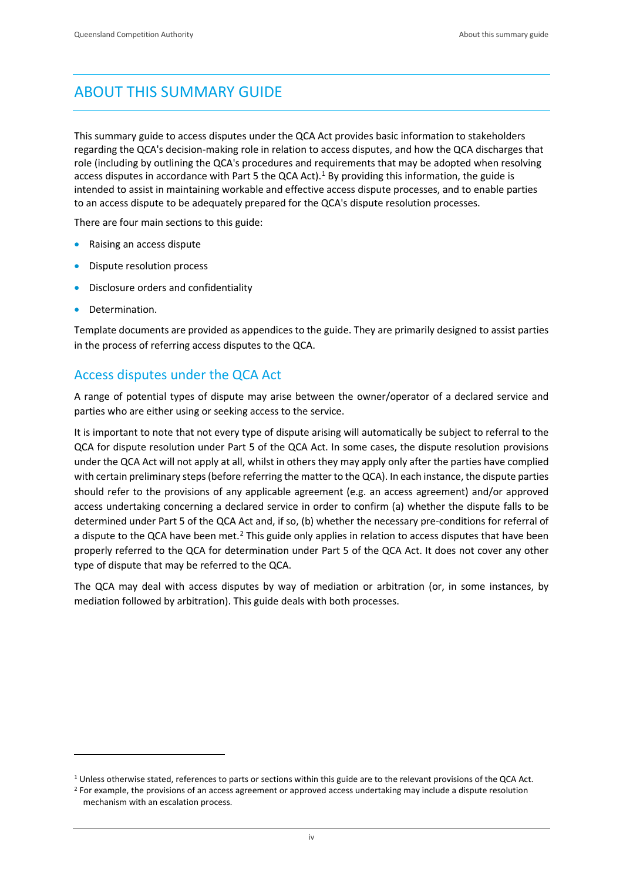# ABOUT THIS SUMMARY GUIDE

This summary guide to access disputes under the QCA Act provides basic information to stakeholders regarding the QCA's decision-making role in relation to access disputes, and how the QCA discharges that role (including by outlining the QCA's procedures and requirements that may be adopted when resolving access disputes in accordance with Part 5 the QCA Act).[1] By providing this information, the guide is intended to assist in maintaining workable and effective access dispute processes, and to enable parties to an access dispute to be adequately prepared for the QCA's dispute resolution processes.

There are four main sections to this guide:

- Raising an access dispute
- Dispute resolution process
- Disclosure orders and confidentiality
- Determination.

Template documents are provided as appendices to the guide. They are primarily designed to assist parties in the process of referring access disputes to the QCA.

## Access disputes under the QCA Act

A range of potential types of dispute may arise between the owner/operator of a declared service and parties who are either using or seeking access to the service.

It is important to note that not every type of dispute arising will automatically be subject to referral to the QCA for dispute resolution under Part 5 of the QCA Act. In some cases, the dispute resolution provisions under the QCA Act will not apply at all, whilst in others they may apply only after the parties have complied with certain preliminary steps (before referring the matter to the QCA). In each instance, the dispute parties should refer to the provisions of any applicable agreement (e.g. an access agreement) and/or approved access undertaking concerning a declared service in order to confirm (a) whether the dispute falls to be determined under Part 5 of the QCA Act and, if so, (b) whether the necessary pre-conditions for referral of a dispute to the QCA have been met.[2] This guide only applies in relation to access disputes that have been properly referred to the QCA for determination under Part 5 of the QCA Act. It does not cover any other type of dispute that may be referred to the QCA.

The QCA may deal with access disputes by way of mediation or arbitration (or, in some instances, by mediation followed by arbitration). This guide deals with both processes.

---

[1] Unless otherwise stated, references to parts or sections within this guide are to the relevant provisions of the QCA Act.

[2] For example, the provisions of an access agreement or approved access undertaking may include a dispute resolution mechanism with an escalation process.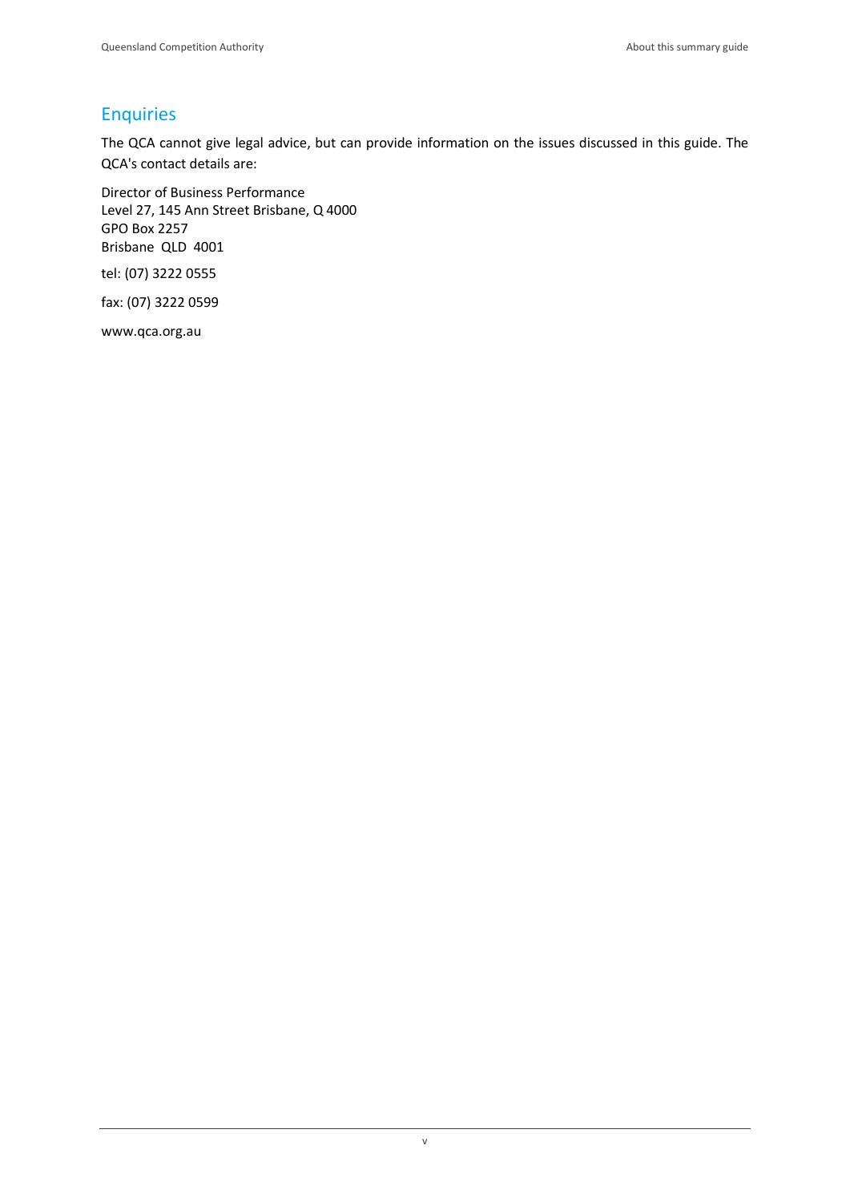## Enquiries

The QCA cannot give legal advice, but can provide information on the issues discussed in this guide. The QCA's contact details are:

Director of Business Performance
Level 27, 145 Ann Street Brisbane, Q 4000
GPO Box 2257
Brisbane QLD 4001

tel: (07) 3222 0555

fax: (07) 3222 0599

www.qca.org.au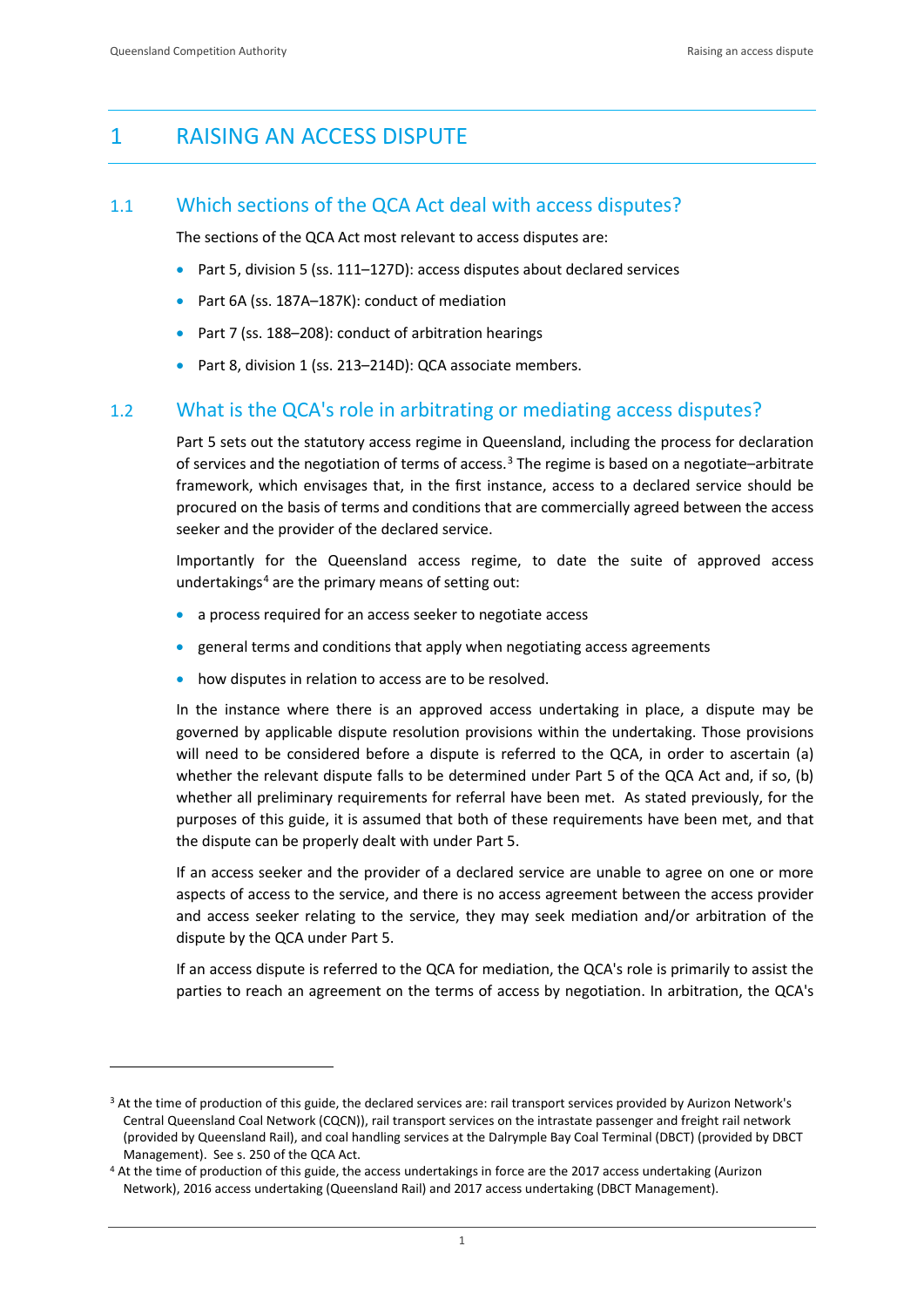# 1 RAISING AN ACCESS DISPUTE

## 1.1 Which sections of the QCA Act deal with access disputes?

The sections of the QCA Act most relevant to access disputes are:

- Part 5, division 5 (ss. 111–127D): access disputes about declared services
- Part 6A (ss. 187A–187K): conduct of mediation
- Part 7 (ss. 188–208): conduct of arbitration hearings
- Part 8, division 1 (ss. 213–214D): QCA associate members.

## 1.2 What is the QCA's role in arbitrating or mediating access disputes?

Part 5 sets out the statutory access regime in Queensland, including the process for declaration of services and the negotiation of terms of access.[3] The regime is based on a negotiate–arbitrate framework, which envisages that, in the first instance, access to a declared service should be procured on the basis of terms and conditions that are commercially agreed between the access seeker and the provider of the declared service.

Importantly for the Queensland access regime, to date the suite of approved access undertakings[4] are the primary means of setting out:

- a process required for an access seeker to negotiate access
- general terms and conditions that apply when negotiating access agreements
- how disputes in relation to access are to be resolved.

In the instance where there is an approved access undertaking in place, a dispute may be governed by applicable dispute resolution provisions within the undertaking. Those provisions will need to be considered before a dispute is referred to the QCA, in order to ascertain (a) whether the relevant dispute falls to be determined under Part 5 of the QCA Act and, if so, (b) whether all preliminary requirements for referral have been met. As stated previously, for the purposes of this guide, it is assumed that both of these requirements have been met, and that the dispute can be properly dealt with under Part 5.

If an access seeker and the provider of a declared service are unable to agree on one or more aspects of access to the service, and there is no access agreement between the access provider and access seeker relating to the service, they may seek mediation and/or arbitration of the dispute by the QCA under Part 5.

If an access dispute is referred to the QCA for mediation, the QCA's role is primarily to assist the parties to reach an agreement on the terms of access by negotiation. In arbitration, the QCA's

---

[3] At the time of production of this guide, the declared services are: rail transport services provided by Aurizon Network's Central Queensland Coal Network (CQCN)), rail transport services on the intrastate passenger and freight rail network (provided by Queensland Rail), and coal handling services at the Dalrymple Bay Coal Terminal (DBCT) (provided by DBCT Management). See s. 250 of the QCA Act.

[4] At the time of production of this guide, the access undertakings in force are the 2017 access undertaking (Aurizon Network), 2016 access undertaking (Queensland Rail) and 2017 access undertaking (DBCT Management).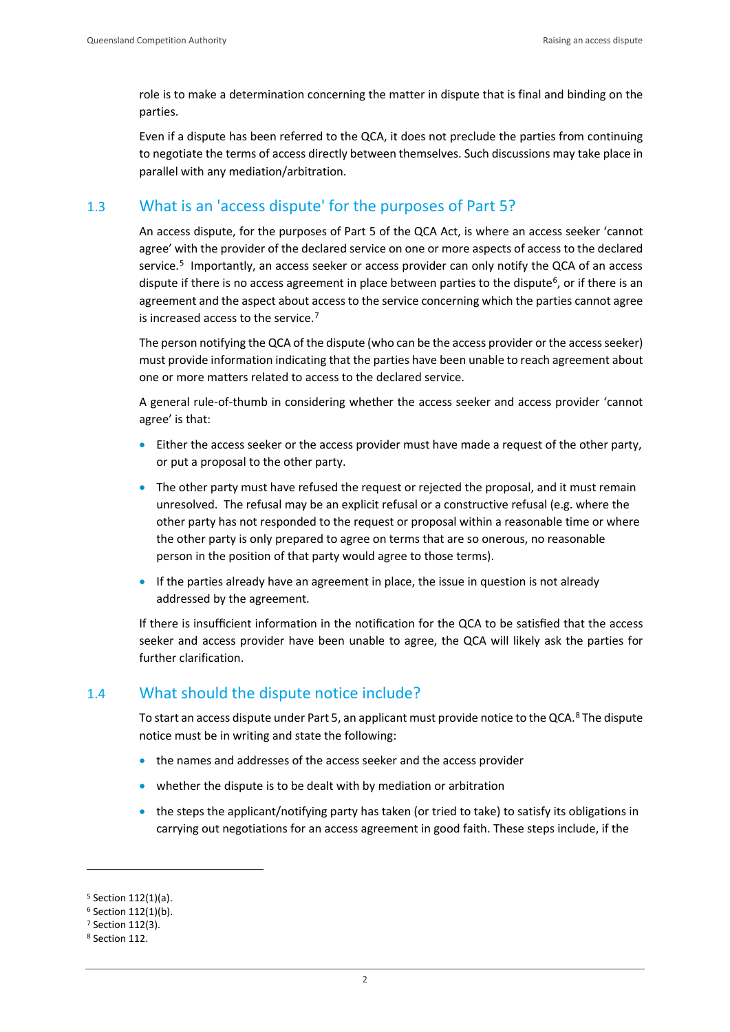role is to make a determination concerning the matter in dispute that is final and binding on the parties.

Even if a dispute has been referred to the QCA, it does not preclude the parties from continuing to negotiate the terms of access directly between themselves. Such discussions may take place in parallel with any mediation/arbitration.

## 1.3 What is an 'access dispute' for the purposes of Part 5?

An access dispute, for the purposes of Part 5 of the QCA Act, is where an access seeker 'cannot agree' with the provider of the declared service on one or more aspects of access to the declared service.[5] Importantly, an access seeker or access provider can only notify the QCA of an access dispute if there is no access agreement in place between parties to the dispute[6], or if there is an agreement and the aspect about access to the service concerning which the parties cannot agree is increased access to the service.[7]

The person notifying the QCA of the dispute (who can be the access provider or the access seeker) must provide information indicating that the parties have been unable to reach agreement about one or more matters related to access to the declared service.

A general rule-of-thumb in considering whether the access seeker and access provider 'cannot agree' is that:

- Either the access seeker or the access provider must have made a request of the other party, or put a proposal to the other party.
- The other party must have refused the request or rejected the proposal, and it must remain unresolved. The refusal may be an explicit refusal or a constructive refusal (e.g. where the other party has not responded to the request or proposal within a reasonable time or where the other party is only prepared to agree on terms that are so onerous, no reasonable person in the position of that party would agree to those terms).
- If the parties already have an agreement in place, the issue in question is not already addressed by the agreement.

If there is insufficient information in the notification for the QCA to be satisfied that the access seeker and access provider have been unable to agree, the QCA will likely ask the parties for further clarification.

## 1.4 What should the dispute notice include?

To start an access dispute under Part 5, an applicant must provide notice to the QCA.[8] The dispute notice must be in writing and state the following:

- the names and addresses of the access seeker and the access provider
- whether the dispute is to be dealt with by mediation or arbitration
- the steps the applicant/notifying party has taken (or tried to take) to satisfy its obligations in carrying out negotiations for an access agreement in good faith. These steps include, if the

---

[5] Section 112(1)(a).
[6] Section 112(1)(b).
[7] Section 112(3).
[8] Section 112.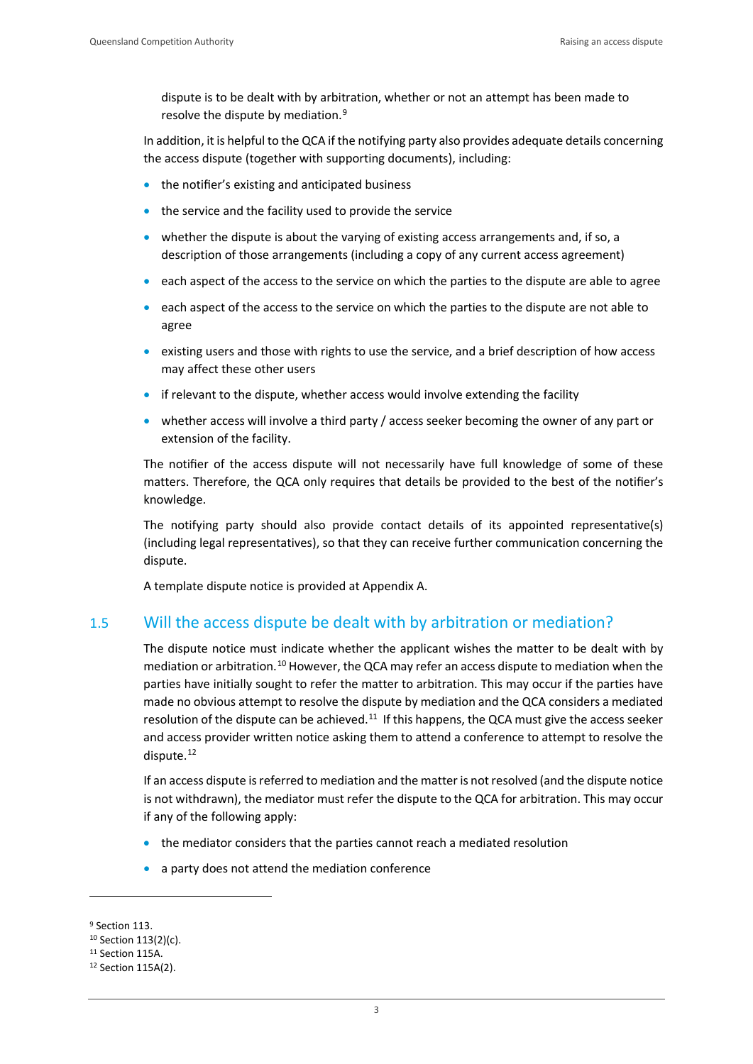dispute is to be dealt with by arbitration, whether or not an attempt has been made to resolve the dispute by mediation.[9]

In addition, it is helpful to the QCA if the notifying party also provides adequate details concerning the access dispute (together with supporting documents), including:

- the notifier's existing and anticipated business
- the service and the facility used to provide the service
- whether the dispute is about the varying of existing access arrangements and, if so, a description of those arrangements (including a copy of any current access agreement)
- each aspect of the access to the service on which the parties to the dispute are able to agree
- each aspect of the access to the service on which the parties to the dispute are not able to agree
- existing users and those with rights to use the service, and a brief description of how access may affect these other users
- if relevant to the dispute, whether access would involve extending the facility
- whether access will involve a third party / access seeker becoming the owner of any part or extension of the facility.

The notifier of the access dispute will not necessarily have full knowledge of some of these matters. Therefore, the QCA only requires that details be provided to the best of the notifier's knowledge.

The notifying party should also provide contact details of its appointed representative(s) (including legal representatives), so that they can receive further communication concerning the dispute.

A template dispute notice is provided at Appendix A.

## 1.5 Will the access dispute be dealt with by arbitration or mediation?

The dispute notice must indicate whether the applicant wishes the matter to be dealt with by mediation or arbitration.[10] However, the QCA may refer an access dispute to mediation when the parties have initially sought to refer the matter to arbitration. This may occur if the parties have made no obvious attempt to resolve the dispute by mediation and the QCA considers a mediated resolution of the dispute can be achieved.[11] If this happens, the QCA must give the access seeker and access provider written notice asking them to attend a conference to attempt to resolve the dispute.[12]

If an access dispute is referred to mediation and the matter is not resolved (and the dispute notice is not withdrawn), the mediator must refer the dispute to the QCA for arbitration. This may occur if any of the following apply:

- the mediator considers that the parties cannot reach a mediated resolution
- a party does not attend the mediation conference

---

[9] Section 113.
[10] Section 113(2)(c).
[11] Section 115A.
[12] Section 115A(2).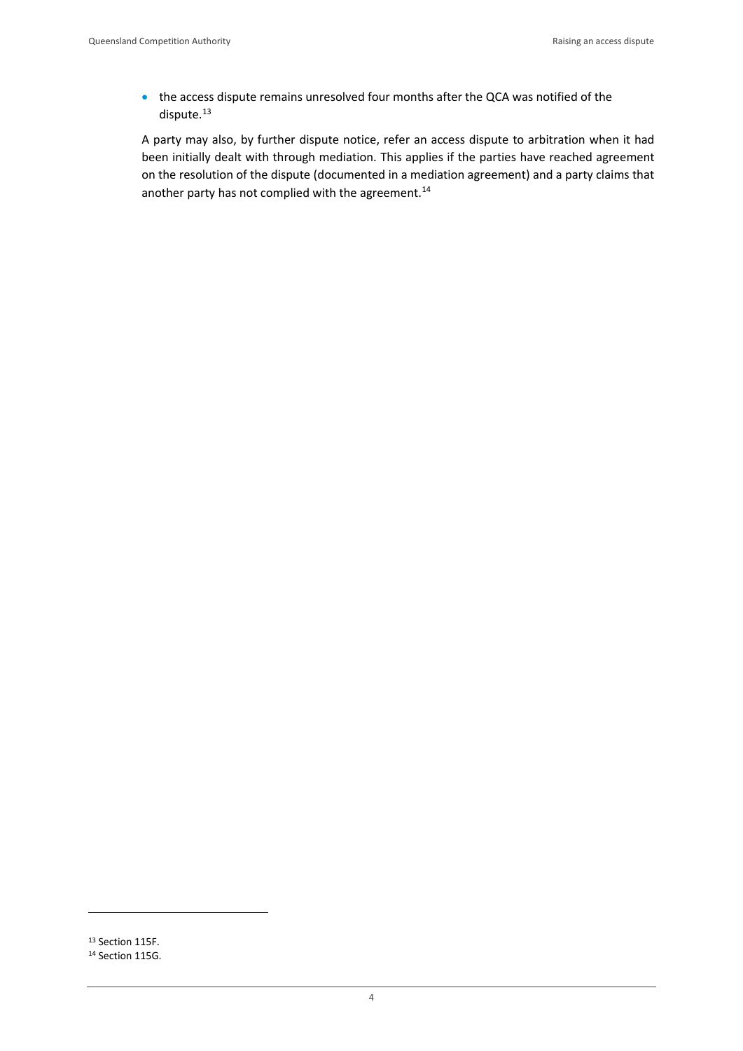- the access dispute remains unresolved four months after the QCA was notified of the dispute.[13]

A party may also, by further dispute notice, refer an access dispute to arbitration when it had been initially dealt with through mediation. This applies if the parties have reached agreement on the resolution of the dispute (documented in a mediation agreement) and a party claims that another party has not complied with the agreement.[14]

[13] Section 115F.
[14] Section 115G.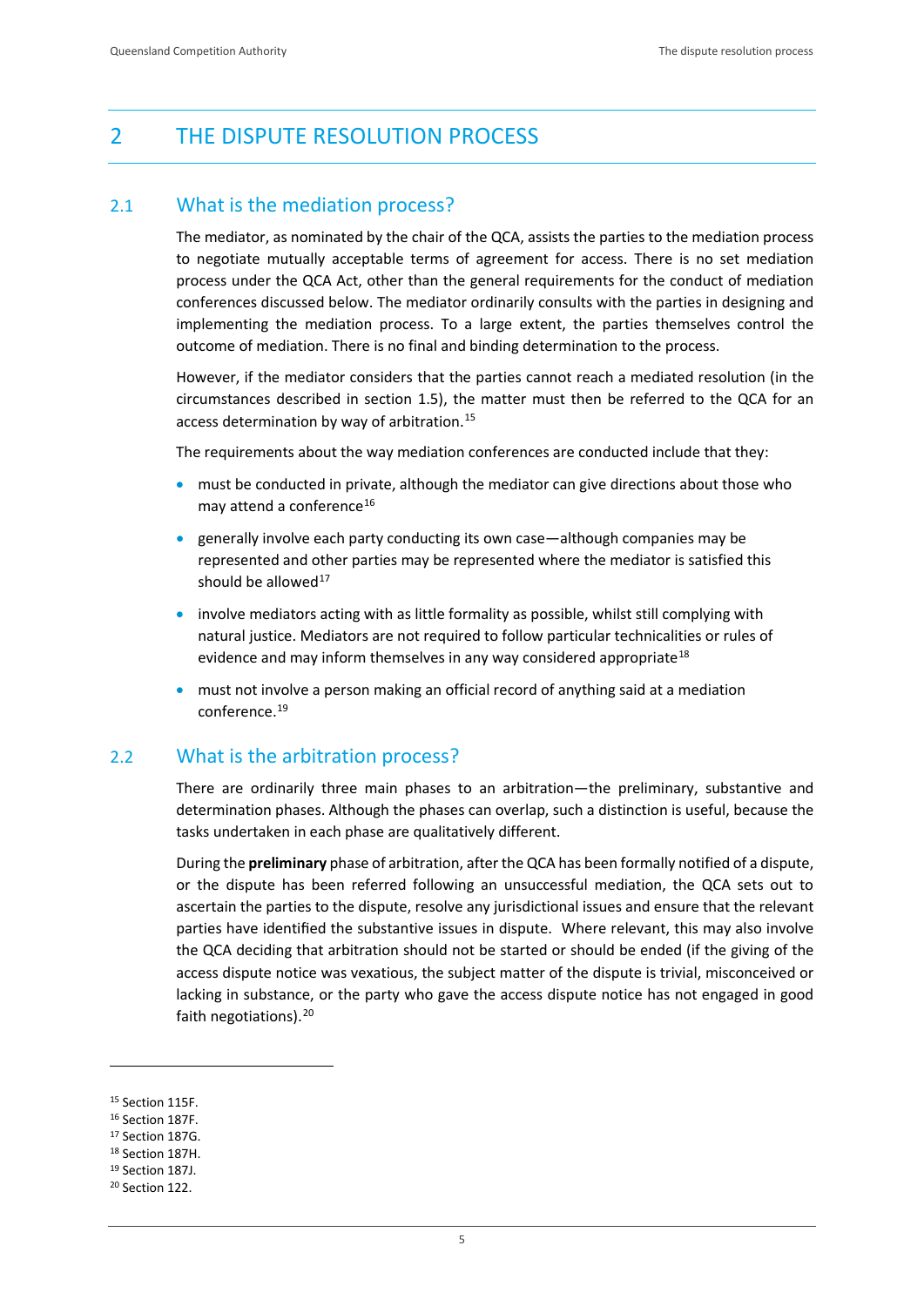# 2 THE DISPUTE RESOLUTION PROCESS

## 2.1 What is the mediation process?

The mediator, as nominated by the chair of the QCA, assists the parties to the mediation process to negotiate mutually acceptable terms of agreement for access. There is no set mediation process under the QCA Act, other than the general requirements for the conduct of mediation conferences discussed below. The mediator ordinarily consults with the parties in designing and implementing the mediation process. To a large extent, the parties themselves control the outcome of mediation. There is no final and binding determination to the process.

However, if the mediator considers that the parties cannot reach a mediated resolution (in the circumstances described in section 1.5), the matter must then be referred to the QCA for an access determination by way of arbitration.[15]

The requirements about the way mediation conferences are conducted include that they:

- must be conducted in private, although the mediator can give directions about those who may attend a conference[16]
- generally involve each party conducting its own case—although companies may be represented and other parties may be represented where the mediator is satisfied this should be allowed[17]
- involve mediators acting with as little formality as possible, whilst still complying with natural justice. Mediators are not required to follow particular technicalities or rules of evidence and may inform themselves in any way considered appropriate[18]
- must not involve a person making an official record of anything said at a mediation conference.[19]

## 2.2 What is the arbitration process?

There are ordinarily three main phases to an arbitration—the preliminary, substantive and determination phases. Although the phases can overlap, such a distinction is useful, because the tasks undertaken in each phase are qualitatively different.

During the **preliminary** phase of arbitration, after the QCA has been formally notified of a dispute, or the dispute has been referred following an unsuccessful mediation, the QCA sets out to ascertain the parties to the dispute, resolve any jurisdictional issues and ensure that the relevant parties have identified the substantive issues in dispute. Where relevant, this may also involve the QCA deciding that arbitration should not be started or should be ended (if the giving of the access dispute notice was vexatious, the subject matter of the dispute is trivial, misconceived or lacking in substance, or the party who gave the access dispute notice has not engaged in good faith negotiations).[20]

---

[15] Section 115F.
[16] Section 187F.
[17] Section 187G.
[18] Section 187H.
[19] Section 187J.
[20] Section 122.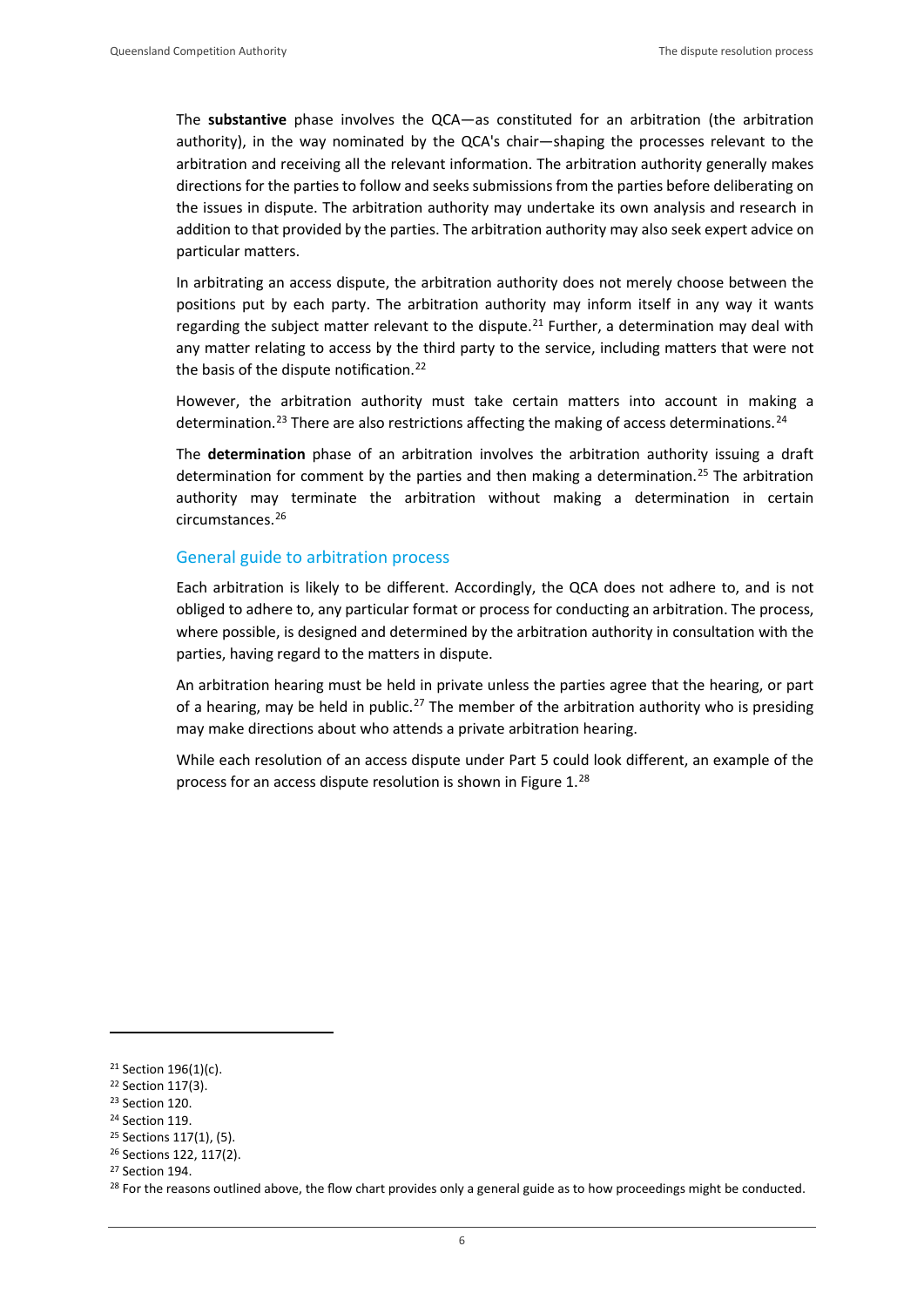The **substantive** phase involves the QCA—as constituted for an arbitration (the arbitration authority), in the way nominated by the QCA's chair—shaping the processes relevant to the arbitration and receiving all the relevant information. The arbitration authority generally makes directions for the parties to follow and seeks submissions from the parties before deliberating on the issues in dispute. The arbitration authority may undertake its own analysis and research in addition to that provided by the parties. The arbitration authority may also seek expert advice on particular matters.

In arbitrating an access dispute, the arbitration authority does not merely choose between the positions put by each party. The arbitration authority may inform itself in any way it wants regarding the subject matter relevant to the dispute.[21] Further, a determination may deal with any matter relating to access by the third party to the service, including matters that were not the basis of the dispute notification.[22]

However, the arbitration authority must take certain matters into account in making a determination.[23] There are also restrictions affecting the making of access determinations.[24]

The **determination** phase of an arbitration involves the arbitration authority issuing a draft determination for comment by the parties and then making a determination.[25] The arbitration authority may terminate the arbitration without making a determination in certain circumstances.[26]

## General guide to arbitration process

Each arbitration is likely to be different. Accordingly, the QCA does not adhere to, and is not obliged to adhere to, any particular format or process for conducting an arbitration. The process, where possible, is designed and determined by the arbitration authority in consultation with the parties, having regard to the matters in dispute.

An arbitration hearing must be held in private unless the parties agree that the hearing, or part of a hearing, may be held in public.[27] The member of the arbitration authority who is presiding may make directions about who attends a private arbitration hearing.

While each resolution of an access dispute under Part 5 could look different, an example of the process for an access dispute resolution is shown in Figure 1.[28]

---

[21] Section 196(1)(c).

[22] Section 117(3).

[23] Section 120.

[24] Section 119.

[25] Sections 117(1), (5).

[26] Sections 122, 117(2).

[27] Section 194.

[28] For the reasons outlined above, the flow chart provides only a general guide as to how proceedings might be conducted.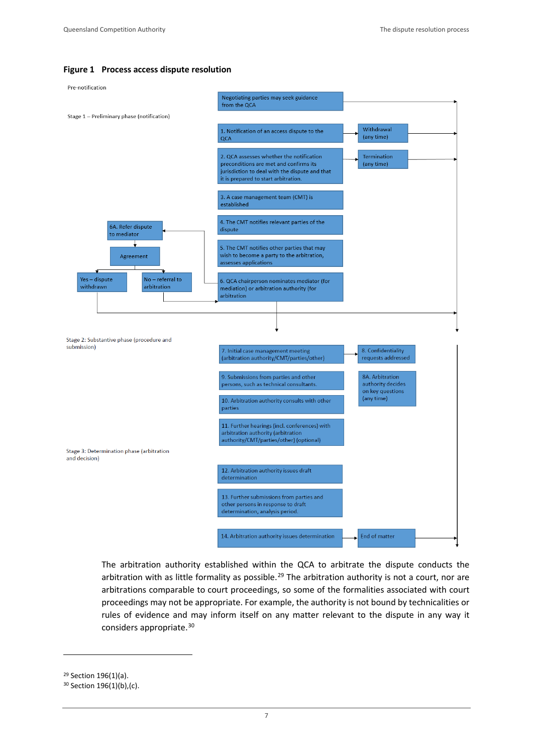**Figure 1 Process access dispute resolution**

Pre-notification

Negotiating parties may seek guidance from the QCA

Stage 1 – Preliminary phase (notification)

1. Notification of an access dispute to the QCA

Withdrawal (any time)

2. QCA assesses whether the notification preconditions are met and confirms its jurisdiction to deal with the dispute and that it is prepared to start arbitration.

Termination (any time)

3. A case management team (CMT) is established

4. The CMT notifies relevant parties of the dispute

5. The CMT notifies other parties that may wish to become a party to the arbitration, assesses applications

6. QCA chairperson nominates mediator (for mediation) or arbitration authority (for arbitration

6A. Refer dispute to mediator

Agreement

Yes – dispute withdrawn

No – referral to arbitration

Stage 2: Substantive phase (procedure and submission)

7. Initial case management meeting (arbitration authority/CMT/parties/other)

8. Confidentiality requests addressed

8A. Arbitration authority decides on key questions (any time)

9. Submissions from parties and other persons, such as technical consultants.

10. Arbitration authority consults with other parties

11. Further hearings (incl. conferences) with arbitration authority (arbitration authority/CMT/parties/other) (optional)

Stage 3: Determination phase (arbitration and decision)

12. Arbitration authority issues draft determination

13. Further submissions from parties and other persons in response to draft determination, analysis period.

14. Arbitration authority issues determination

End of matter

The arbitration authority established within the QCA to arbitrate the dispute conducts the arbitration with as little formality as possible.[29] The arbitration authority is not a court, nor are arbitrations comparable to court proceedings, so some of the formalities associated with court proceedings may not be appropriate. For example, the authority is not bound by technicalities or rules of evidence and may inform itself on any matter relevant to the dispute in any way it considers appropriate.[30]

---

[29] Section 196(1)(a).

[30] Section 196(1)(b),(c).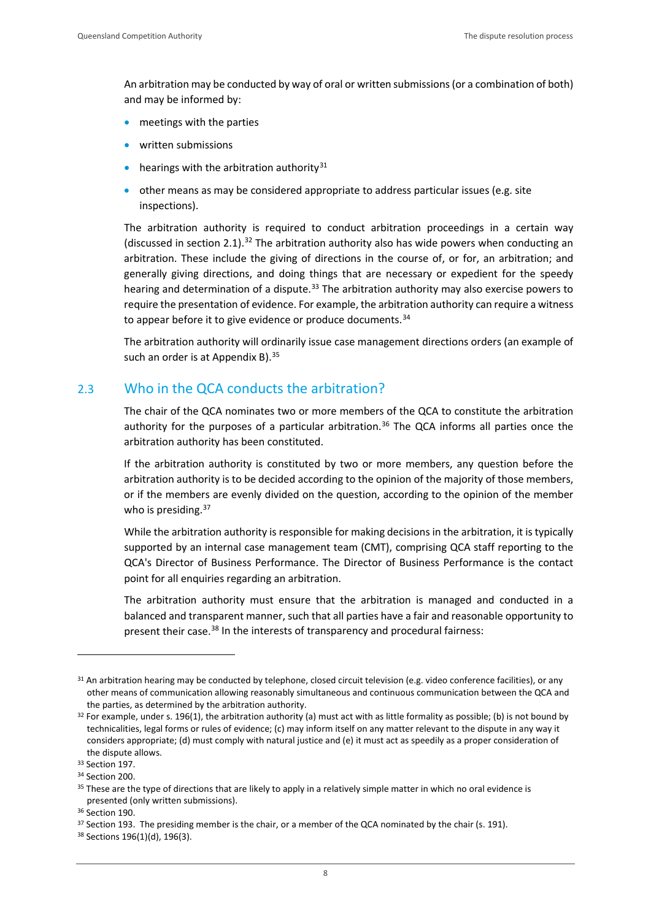An arbitration may be conducted by way of oral or written submissions (or a combination of both) and may be informed by:

- meetings with the parties
- written submissions
- hearings with the arbitration authority[31]
- other means as may be considered appropriate to address particular issues (e.g. site inspections).

The arbitration authority is required to conduct arbitration proceedings in a certain way (discussed in section 2.1).[32] The arbitration authority also has wide powers when conducting an arbitration. These include the giving of directions in the course of, or for, an arbitration; and generally giving directions, and doing things that are necessary or expedient for the speedy hearing and determination of a dispute.[33] The arbitration authority may also exercise powers to require the presentation of evidence. For example, the arbitration authority can require a witness to appear before it to give evidence or produce documents.[34]

The arbitration authority will ordinarily issue case management directions orders (an example of such an order is at Appendix B).[35]

## 2.3 Who in the QCA conducts the arbitration?

The chair of the QCA nominates two or more members of the QCA to constitute the arbitration authority for the purposes of a particular arbitration.[36] The QCA informs all parties once the arbitration authority has been constituted.

If the arbitration authority is constituted by two or more members, any question before the arbitration authority is to be decided according to the opinion of the majority of those members, or if the members are evenly divided on the question, according to the opinion of the member who is presiding.[37]

While the arbitration authority is responsible for making decisions in the arbitration, it is typically supported by an internal case management team (CMT), comprising QCA staff reporting to the QCA's Director of Business Performance. The Director of Business Performance is the contact point for all enquiries regarding an arbitration.

The arbitration authority must ensure that the arbitration is managed and conducted in a balanced and transparent manner, such that all parties have a fair and reasonable opportunity to present their case.[38] In the interests of transparency and procedural fairness:

---

[31] An arbitration hearing may be conducted by telephone, closed circuit television (e.g. video conference facilities), or any other means of communication allowing reasonably simultaneous and continuous communication between the QCA and the parties, as determined by the arbitration authority.

[32] For example, under s. 196(1), the arbitration authority (a) must act with as little formality as possible; (b) is not bound by technicalities, legal forms or rules of evidence; (c) may inform itself on any matter relevant to the dispute in any way it considers appropriate; (d) must comply with natural justice and (e) it must act as speedily as a proper consideration of the dispute allows.

[33] Section 197.

[34] Section 200.

[35] These are the type of directions that are likely to apply in a relatively simple matter in which no oral evidence is presented (only written submissions).

[36] Section 190.

[37] Section 193. The presiding member is the chair, or a member of the QCA nominated by the chair (s. 191).

[38] Sections 196(1)(d), 196(3).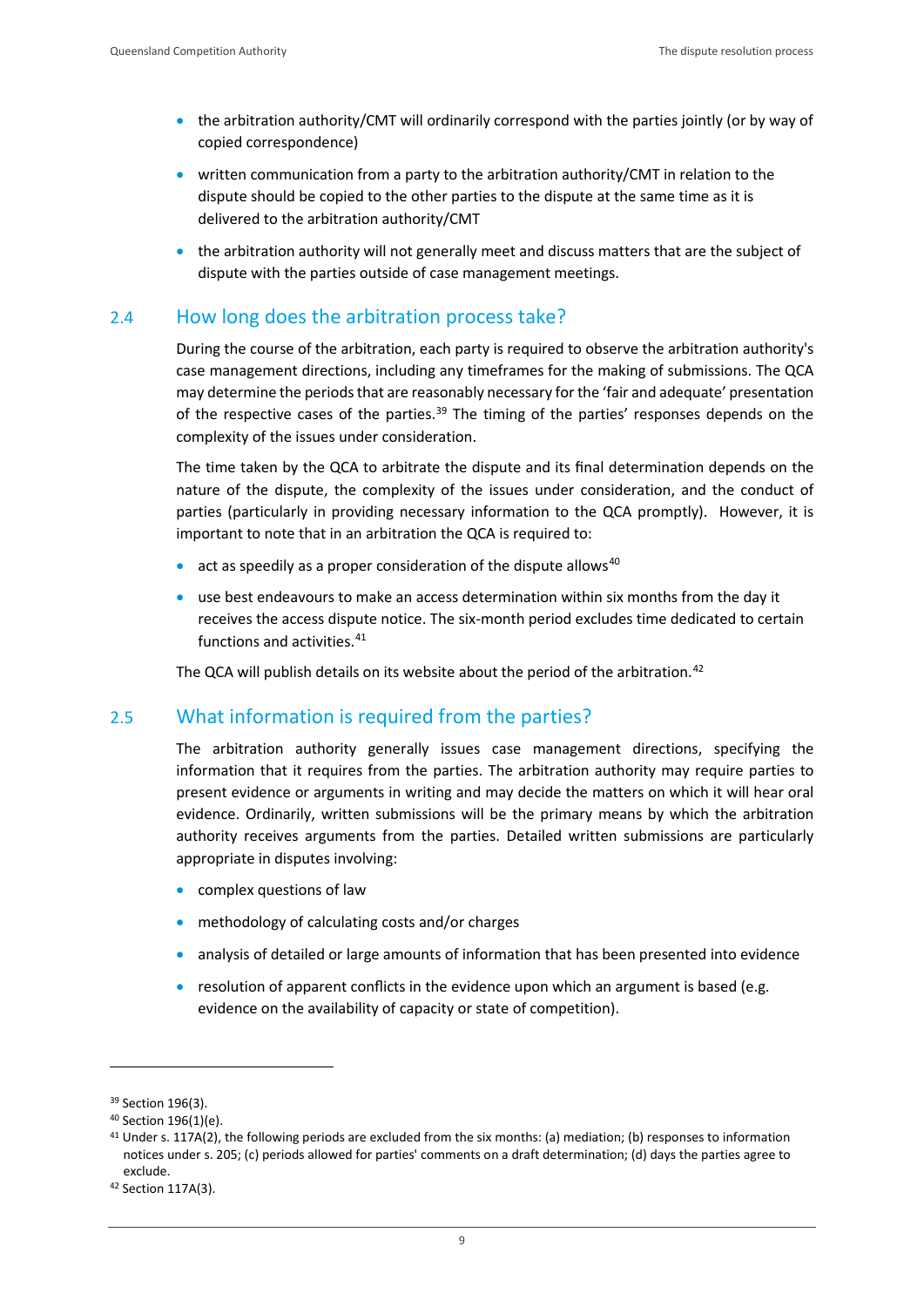- the arbitration authority/CMT will ordinarily correspond with the parties jointly (or by way of copied correspondence)
- written communication from a party to the arbitration authority/CMT in relation to the dispute should be copied to the other parties to the dispute at the same time as it is delivered to the arbitration authority/CMT
- the arbitration authority will not generally meet and discuss matters that are the subject of dispute with the parties outside of case management meetings.

## 2.4 How long does the arbitration process take?

During the course of the arbitration, each party is required to observe the arbitration authority's case management directions, including any timeframes for the making of submissions. The QCA may determine the periods that are reasonably necessary for the 'fair and adequate' presentation of the respective cases of the parties.[39] The timing of the parties' responses depends on the complexity of the issues under consideration.

The time taken by the QCA to arbitrate the dispute and its final determination depends on the nature of the dispute, the complexity of the issues under consideration, and the conduct of parties (particularly in providing necessary information to the QCA promptly). However, it is important to note that in an arbitration the QCA is required to:

- act as speedily as a proper consideration of the dispute allows[40]
- use best endeavours to make an access determination within six months from the day it receives the access dispute notice. The six-month period excludes time dedicated to certain functions and activities.[41]

The QCA will publish details on its website about the period of the arbitration.[42]

## 2.5 What information is required from the parties?

The arbitration authority generally issues case management directions, specifying the information that it requires from the parties. The arbitration authority may require parties to present evidence or arguments in writing and may decide the matters on which it will hear oral evidence. Ordinarily, written submissions will be the primary means by which the arbitration authority receives arguments from the parties. Detailed written submissions are particularly appropriate in disputes involving:

- complex questions of law
- methodology of calculating costs and/or charges
- analysis of detailed or large amounts of information that has been presented into evidence
- resolution of apparent conflicts in the evidence upon which an argument is based (e.g. evidence on the availability of capacity or state of competition).

---

[39] Section 196(3).

[40] Section 196(1)(e).

[41] Under s. 117A(2), the following periods are excluded from the six months: (a) mediation; (b) responses to information notices under s. 205; (c) periods allowed for parties' comments on a draft determination; (d) days the parties agree to exclude.

[42] Section 117A(3).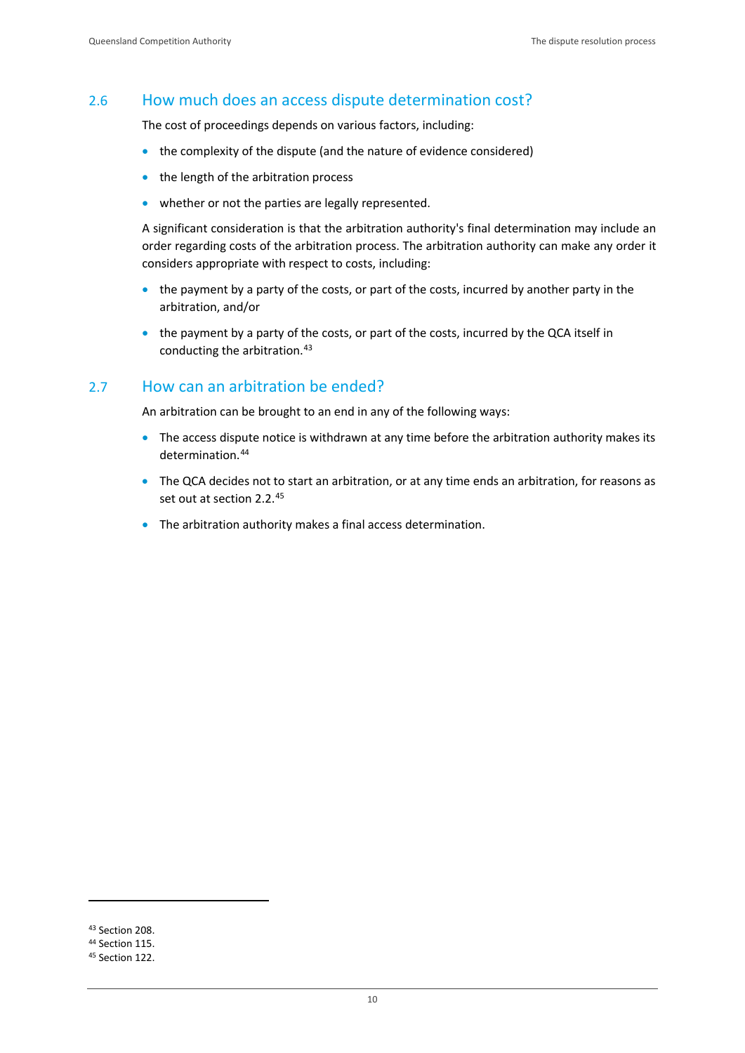## 2.6 How much does an access dispute determination cost?

The cost of proceedings depends on various factors, including:

- the complexity of the dispute (and the nature of evidence considered)
- the length of the arbitration process
- whether or not the parties are legally represented.

A significant consideration is that the arbitration authority's final determination may include an order regarding costs of the arbitration process. The arbitration authority can make any order it considers appropriate with respect to costs, including:

- the payment by a party of the costs, or part of the costs, incurred by another party in the arbitration, and/or
- the payment by a party of the costs, or part of the costs, incurred by the QCA itself in conducting the arbitration.[43]

## 2.7 How can an arbitration be ended?

An arbitration can be brought to an end in any of the following ways:

- The access dispute notice is withdrawn at any time before the arbitration authority makes its determination.[44]
- The QCA decides not to start an arbitration, or at any time ends an arbitration, for reasons as set out at section 2.2.[45]
- The arbitration authority makes a final access determination.

[43] Section 208.
[44] Section 115.
[45] Section 122.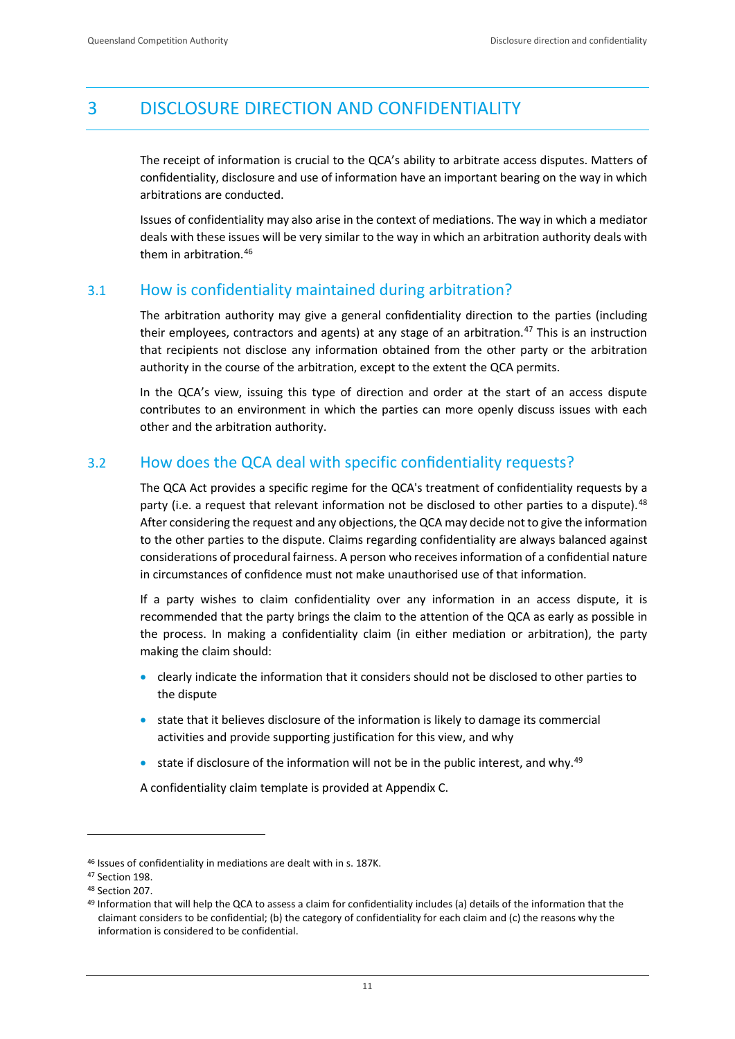# 3 DISCLOSURE DIRECTION AND CONFIDENTIALITY

The receipt of information is crucial to the QCA's ability to arbitrate access disputes. Matters of confidentiality, disclosure and use of information have an important bearing on the way in which arbitrations are conducted.

Issues of confidentiality may also arise in the context of mediations. The way in which a mediator deals with these issues will be very similar to the way in which an arbitration authority deals with them in arbitration.[46]

## 3.1 How is confidentiality maintained during arbitration?

The arbitration authority may give a general confidentiality direction to the parties (including their employees, contractors and agents) at any stage of an arbitration.[47] This is an instruction that recipients not disclose any information obtained from the other party or the arbitration authority in the course of the arbitration, except to the extent the QCA permits.

In the QCA's view, issuing this type of direction and order at the start of an access dispute contributes to an environment in which the parties can more openly discuss issues with each other and the arbitration authority.

## 3.2 How does the QCA deal with specific confidentiality requests?

The QCA Act provides a specific regime for the QCA's treatment of confidentiality requests by a party (i.e. a request that relevant information not be disclosed to other parties to a dispute).[48] After considering the request and any objections, the QCA may decide not to give the information to the other parties to the dispute. Claims regarding confidentiality are always balanced against considerations of procedural fairness. A person who receives information of a confidential nature in circumstances of confidence must not make unauthorised use of that information.

If a party wishes to claim confidentiality over any information in an access dispute, it is recommended that the party brings the claim to the attention of the QCA as early as possible in the process. In making a confidentiality claim (in either mediation or arbitration), the party making the claim should:

- clearly indicate the information that it considers should not be disclosed to other parties to the dispute
- state that it believes disclosure of the information is likely to damage its commercial activities and provide supporting justification for this view, and why
- state if disclosure of the information will not be in the public interest, and why.[49]

A confidentiality claim template is provided at Appendix C.

---

[46] Issues of confidentiality in mediations are dealt with in s. 187K.

[47] Section 198.

[48] Section 207.

[49] Information that will help the QCA to assess a claim for confidentiality includes (a) details of the information that the claimant considers to be confidential; (b) the category of confidentiality for each claim and (c) the reasons why the information is considered to be confidential.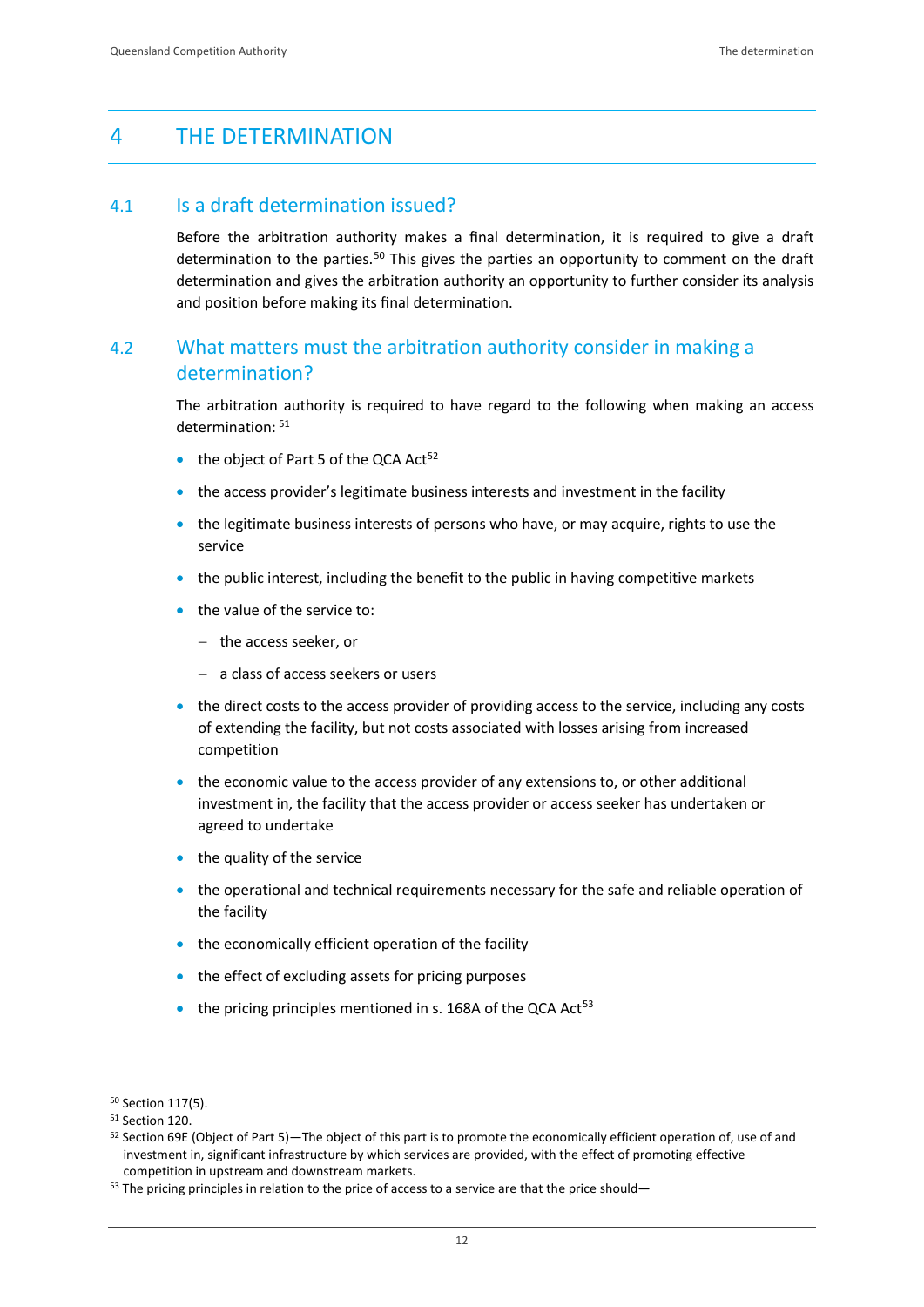# 4 THE DETERMINATION

## 4.1 Is a draft determination issued?

Before the arbitration authority makes a final determination, it is required to give a draft determination to the parties.[50] This gives the parties an opportunity to comment on the draft determination and gives the arbitration authority an opportunity to further consider its analysis and position before making its final determination.

## 4.2 What matters must the arbitration authority consider in making a determination?

The arbitration authority is required to have regard to the following when making an access determination: [51]

- the object of Part 5 of the QCA Act[52]
- the access provider's legitimate business interests and investment in the facility
- the legitimate business interests of persons who have, or may acquire, rights to use the service
- the public interest, including the benefit to the public in having competitive markets
- the value of the service to:
  - the access seeker, or
  - a class of access seekers or users
- the direct costs to the access provider of providing access to the service, including any costs of extending the facility, but not costs associated with losses arising from increased competition
- the economic value to the access provider of any extensions to, or other additional investment in, the facility that the access provider or access seeker has undertaken or agreed to undertake
- the quality of the service
- the operational and technical requirements necessary for the safe and reliable operation of the facility
- the economically efficient operation of the facility
- the effect of excluding assets for pricing purposes
- the pricing principles mentioned in s. 168A of the QCA Act[53]

---

[50] Section 117(5).

[51] Section 120.

[52] Section 69E (Object of Part 5)—The object of this part is to promote the economically efficient operation of, use of and investment in, significant infrastructure by which services are provided, with the effect of promoting effective competition in upstream and downstream markets.

[53] The pricing principles in relation to the price of access to a service are that the price should—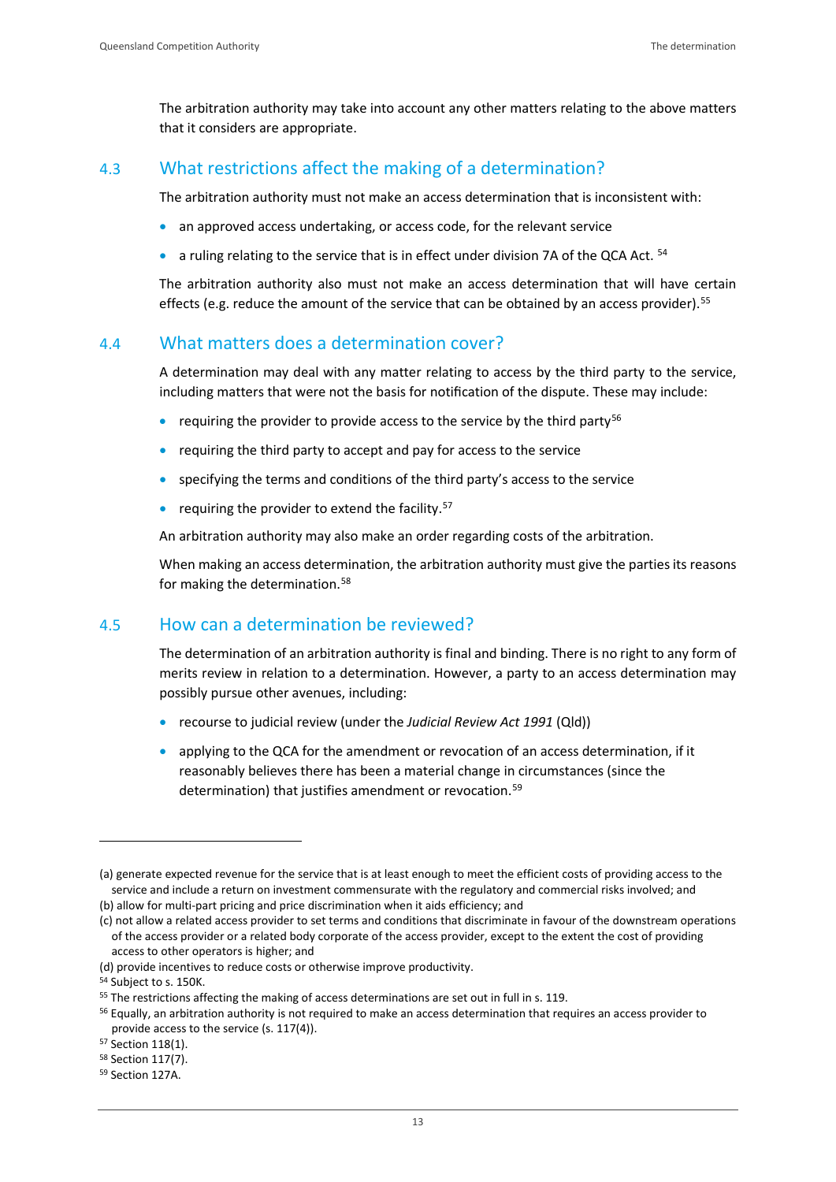The arbitration authority may take into account any other matters relating to the above matters that it considers are appropriate.

## 4.3 What restrictions affect the making of a determination?

The arbitration authority must not make an access determination that is inconsistent with:

- an approved access undertaking, or access code, for the relevant service
- a ruling relating to the service that is in effect under division 7A of the QCA Act. [54]

The arbitration authority also must not make an access determination that will have certain effects (e.g. reduce the amount of the service that can be obtained by an access provider).[55]

## 4.4 What matters does a determination cover?

A determination may deal with any matter relating to access by the third party to the service, including matters that were not the basis for notification of the dispute. These may include:

- requiring the provider to provide access to the service by the third party[56]
- requiring the third party to accept and pay for access to the service
- specifying the terms and conditions of the third party's access to the service
- requiring the provider to extend the facility.[57]

An arbitration authority may also make an order regarding costs of the arbitration.

When making an access determination, the arbitration authority must give the parties its reasons for making the determination.[58]

## 4.5 How can a determination be reviewed?

The determination of an arbitration authority is final and binding. There is no right to any form of merits review in relation to a determination. However, a party to an access determination may possibly pursue other avenues, including:

- recourse to judicial review (under the *Judicial Review Act 1991* (Qld))
- applying to the QCA for the amendment or revocation of an access determination, if it reasonably believes there has been a material change in circumstances (since the determination) that justifies amendment or revocation.[59]

---

(a) generate expected revenue for the service that is at least enough to meet the efficient costs of providing access to the service and include a return on investment commensurate with the regulatory and commercial risks involved; and

(b) allow for multi-part pricing and price discrimination when it aids efficiency; and

(c) not allow a related access provider to set terms and conditions that discriminate in favour of the downstream operations of the access provider or a related body corporate of the access provider, except to the extent the cost of providing access to other operators is higher; and

(d) provide incentives to reduce costs or otherwise improve productivity.

[54] Subject to s. 150K.

[55] The restrictions affecting the making of access determinations are set out in full in s. 119.

[56] Equally, an arbitration authority is not required to make an access determination that requires an access provider to provide access to the service (s. 117(4)).

[57] Section 118(1).

[58] Section 117(7).

[59] Section 127A.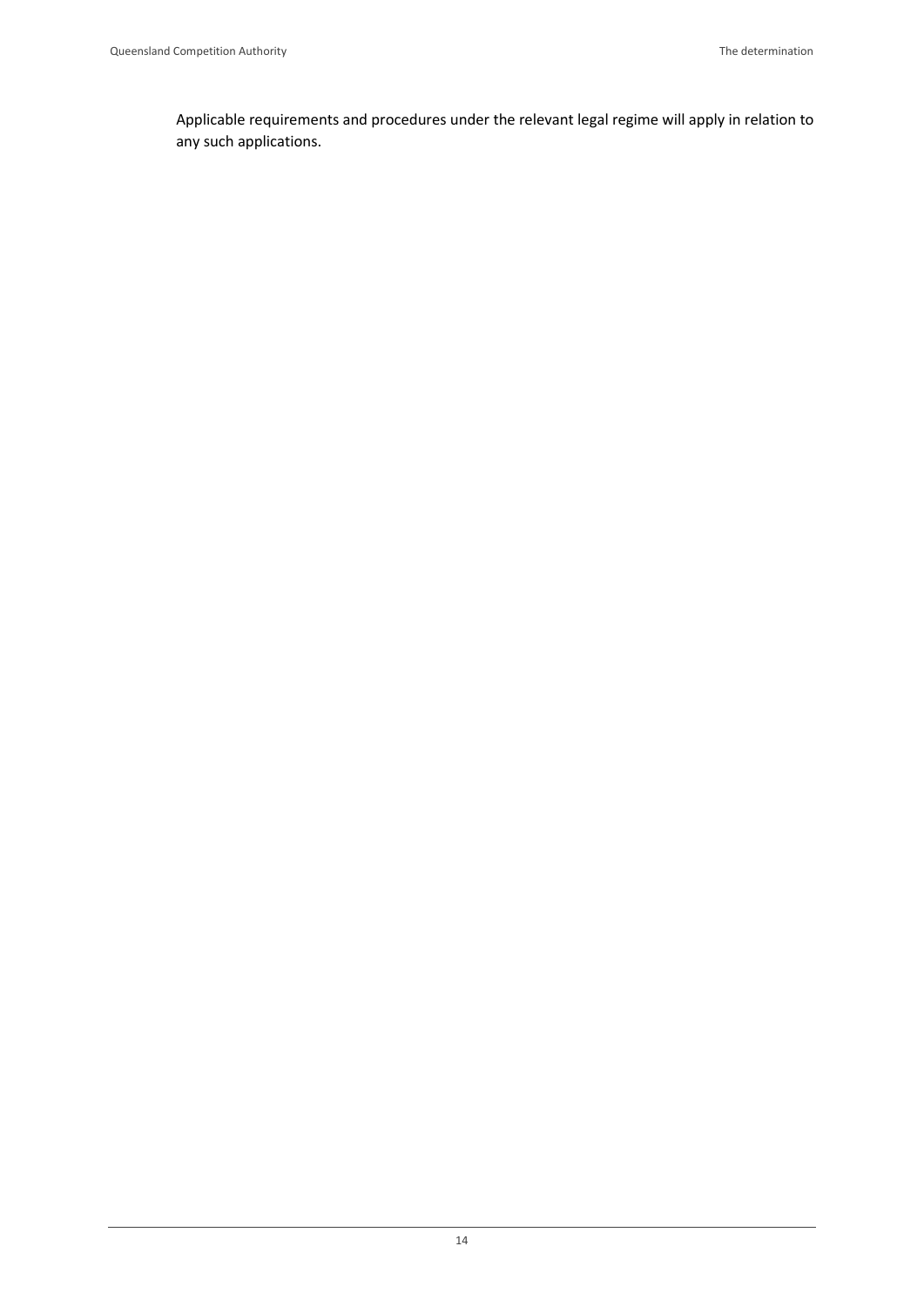Applicable requirements and procedures under the relevant legal regime will apply in relation to any such applications.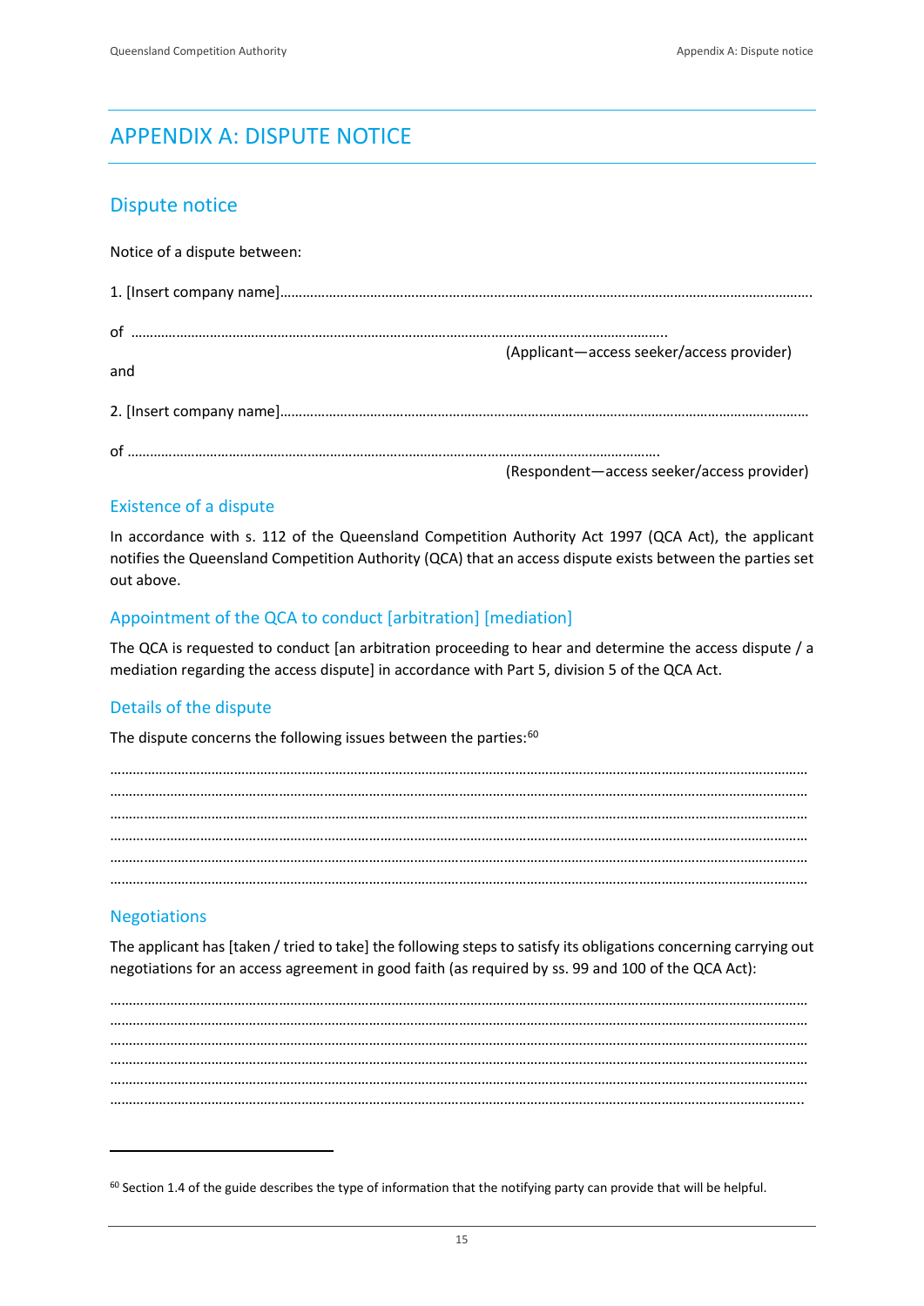# APPENDIX A: DISPUTE NOTICE

## Dispute notice

Notice of a dispute between:

1. [Insert company name]…………………………………………………………………………………………………………………………

of ………………………………………………………………………………………………………………………..

(Applicant—access seeker/access provider)

and

2. [Insert company name]…………………………………………………………………………………………………………………………

of ………………………………………………………………………………………………………………………..

(Respondent—access seeker/access provider)

### Existence of a dispute

In accordance with s. 112 of the Queensland Competition Authority Act 1997 (QCA Act), the applicant notifies the Queensland Competition Authority (QCA) that an access dispute exists between the parties set out above.

### Appointment of the QCA to conduct [arbitration] [mediation]

The QCA is requested to conduct [an arbitration proceeding to hear and determine the access dispute / a mediation regarding the access dispute] in accordance with Part 5, division 5 of the QCA Act.

### Details of the dispute

The dispute concerns the following issues between the parties:[60]

…………………………………………………………………………………………………………………………………………………
…………………………………………………………………………………………………………………………………………………
…………………………………………………………………………………………………………………………………………………
…………………………………………………………………………………………………………………………………………………
…………………………………………………………………………………………………………………………………………………
…………………………………………………………………………………………………………………………………………………

### Negotiations

The applicant has [taken / tried to take] the following steps to satisfy its obligations concerning carrying out negotiations for an access agreement in good faith (as required by ss. 99 and 100 of the QCA Act):

…………………………………………………………………………………………………………………………………………………
…………………………………………………………………………………………………………………………………………………
…………………………………………………………………………………………………………………………………………………
…………………………………………………………………………………………………………………………………………………
…………………………………………………………………………………………………………………………………………………
…………………………………………………………………………………………………………………………………………………

[60] Section 1.4 of the guide describes the type of information that the notifying party can provide that will be helpful.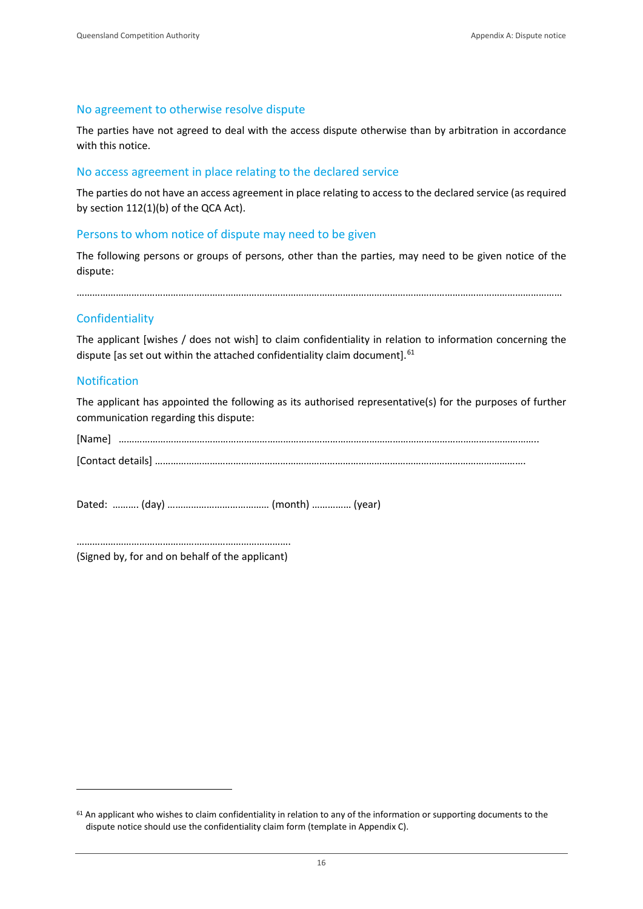## No agreement to otherwise resolve dispute

The parties have not agreed to deal with the access dispute otherwise than by arbitration in accordance with this notice.

## No access agreement in place relating to the declared service

The parties do not have an access agreement in place relating to access to the declared service (as required by section 112(1)(b) of the QCA Act).

## Persons to whom notice of dispute may need to be given

The following persons or groups of persons, other than the parties, may need to be given notice of the dispute:

………………………………………………………………………………………………………………………………………………………………

## Confidentiality

The applicant [wishes / does not wish] to claim confidentiality in relation to information concerning the dispute [as set out within the attached confidentiality claim document].[61]

## Notification

The applicant has appointed the following as its authorised representative(s) for the purposes of further communication regarding this dispute:

[Name] ………………………………………………………………………………………………………………………………………..

[Contact details] ……………………………………………………………………………………………………………………….

Dated: ………. (day) ………………………………… (month) …………… (year)

……………………………………………………………………….
(Signed by, for and on behalf of the applicant)

---

[61] An applicant who wishes to claim confidentiality in relation to any of the information or supporting documents to the dispute notice should use the confidentiality claim form (template in Appendix C).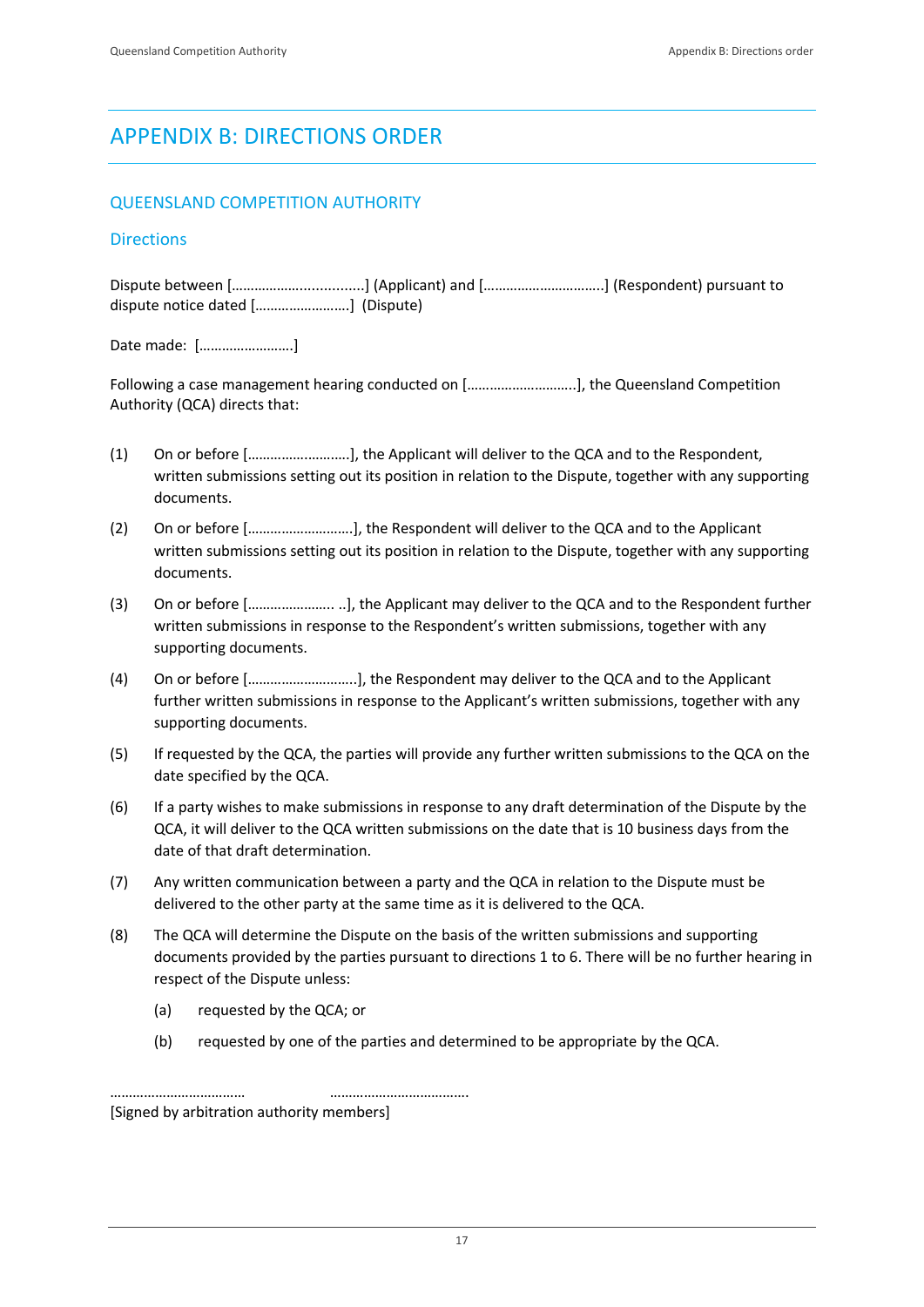# APPENDIX B: DIRECTIONS ORDER

## QUEENSLAND COMPETITION AUTHORITY

### Directions

Dispute between [……………….…..........] (Applicant) and […………………………..] (Respondent) pursuant to dispute notice dated […………………….] (Dispute)

Date made: […………………….]

Following a case management hearing conducted on [………………………..], the Queensland Competition Authority (QCA) directs that:

(1) On or before [………………………], the Applicant will deliver to the QCA and to the Respondent, written submissions setting out its position in relation to the Dispute, together with any supporting documents.

(2) On or before [……………………….], the Respondent will deliver to the QCA and to the Applicant written submissions setting out its position in relation to the Dispute, together with any supporting documents.

(3) On or before [………………….. ..], the Applicant may deliver to the QCA and to the Respondent further written submissions in response to the Respondent's written submissions, together with any supporting documents.

(4) On or before [………………………..], the Respondent may deliver to the QCA and to the Applicant further written submissions in response to the Applicant's written submissions, together with any supporting documents.

(5) If requested by the QCA, the parties will provide any further written submissions to the QCA on the date specified by the QCA.

(6) If a party wishes to make submissions in response to any draft determination of the Dispute by the QCA, it will deliver to the QCA written submissions on the date that is 10 business days from the date of that draft determination.

(7) Any written communication between a party and the QCA in relation to the Dispute must be delivered to the other party at the same time as it is delivered to the QCA.

(8) The QCA will determine the Dispute on the basis of the written submissions and supporting documents provided by the parties pursuant to directions 1 to 6. There will be no further hearing in respect of the Dispute unless:

    (a) requested by the QCA; or

    (b) requested by one of the parties and determined to be appropriate by the QCA.

……………………………… ……………………………….

[Signed by arbitration authority members]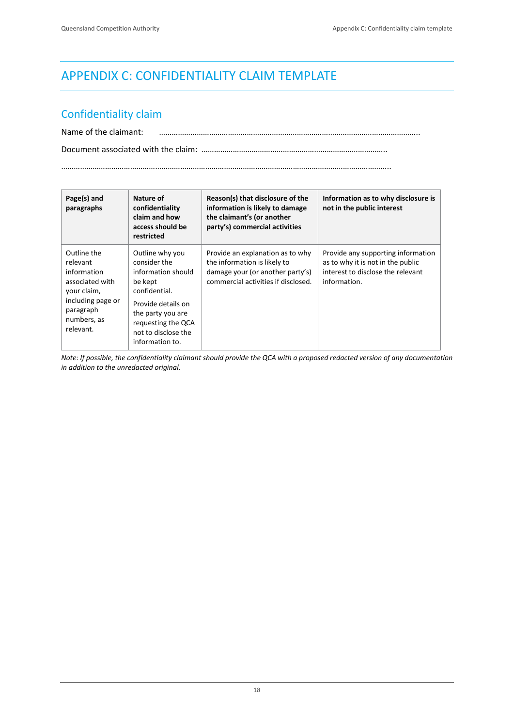# APPENDIX C: CONFIDENTIALITY CLAIM TEMPLATE

## Confidentiality claim

Name of the claimant: ……………………………………………………………………………………………………………..

Document associated with the claim: …………………………………………………………………………….

…………………………………………………………………………………………………………………………………………..

| Page(s) and paragraphs | Nature of confidentiality claim and how access should be restricted | Reason(s) that disclosure of the information is likely to damage the claimant's (or another party's) commercial activities | Information as to why disclosure is not in the public interest |
|---|---|---|---|
| Outline the relevant information associated with your claim, including page or paragraph numbers, as relevant. | Outline why you consider the information should be kept confidential. Provide details on the party you are requesting the QCA not to disclose the information to. | Provide an explanation as to why the information is likely to damage your (or another party's) commercial activities if disclosed. | Provide any supporting information as to why it is not in the public interest to disclose the relevant information. |

*Note: If possible, the confidentiality claimant should provide the QCA with a proposed redacted version of any documentation in addition to the unredacted original.*